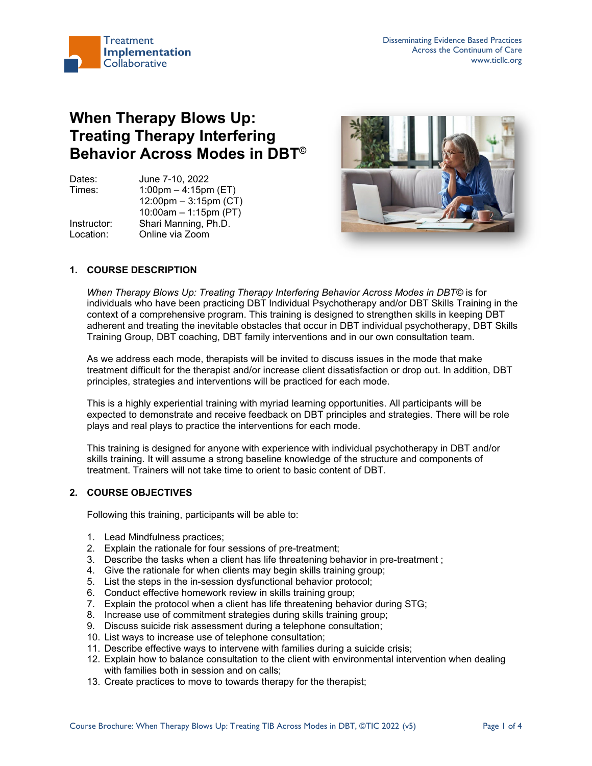Treatment Implementation Collaborative

Disseminating Evidence Based Practices
Across the Continuum of Care
www.ticllc.org

# When Therapy Blows Up: Treating Therapy Interfering Behavior Across Modes in DBT©

Dates: June 7-10, 2022
Times: 1:00pm – 4:15pm (ET)
12:00pm – 3:15pm (CT)
10:00am – 1:15pm (PT)
Instructor: Shari Manning, Ph.D.
Location: Online via Zoom

## 1. COURSE DESCRIPTION

*When Therapy Blows Up: Treating Therapy Interfering Behavior Across Modes in DBT©* is for individuals who have been practicing DBT Individual Psychotherapy and/or DBT Skills Training in the context of a comprehensive program. This training is designed to strengthen skills in keeping DBT adherent and treating the inevitable obstacles that occur in DBT individual psychotherapy, DBT Skills Training Group, DBT coaching, DBT family interventions and in our own consultation team.

As we address each mode, therapists will be invited to discuss issues in the mode that make treatment difficult for the therapist and/or increase client dissatisfaction or drop out. In addition, DBT principles, strategies and interventions will be practiced for each mode.

This is a highly experiential training with myriad learning opportunities. All participants will be expected to demonstrate and receive feedback on DBT principles and strategies. There will be role plays and real plays to practice the interventions for each mode.

This training is designed for anyone with experience with individual psychotherapy in DBT and/or skills training. It will assume a strong baseline knowledge of the structure and components of treatment. Trainers will not take time to orient to basic content of DBT.

## 2. COURSE OBJECTIVES

Following this training, participants will be able to:

1. Lead Mindfulness practices;
2. Explain the rationale for four sessions of pre-treatment;
3. Describe the tasks when a client has life threatening behavior in pre-treatment ;
4. Give the rationale for when clients may begin skills training group;
5. List the steps in the in-session dysfunctional behavior protocol;
6. Conduct effective homework review in skills training group;
7. Explain the protocol when a client has life threatening behavior during STG;
8. Increase use of commitment strategies during skills training group;
9. Discuss suicide risk assessment during a telephone consultation;
10. List ways to increase use of telephone consultation;
11. Describe effective ways to intervene with families during a suicide crisis;
12. Explain how to balance consultation to the client with environmental intervention when dealing with families both in session and on calls;
13. Create practices to move to towards therapy for the therapist;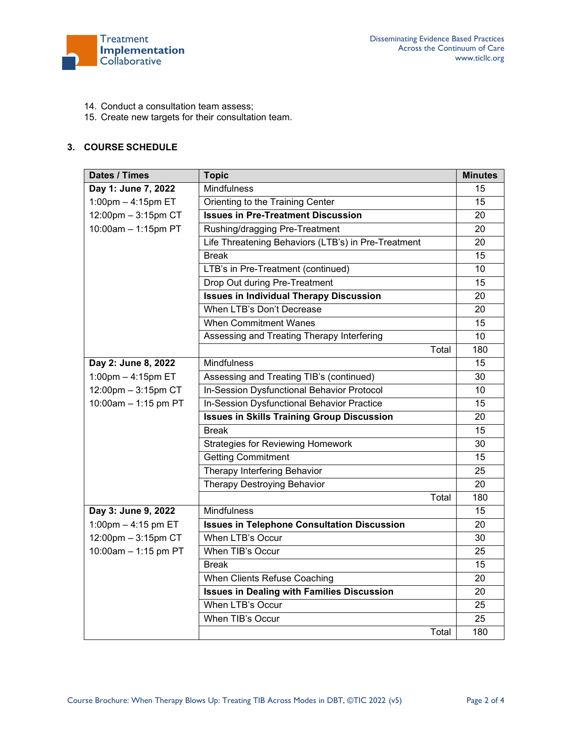14. Conduct a consultation team assess;
15. Create new targets for their consultation team.

## 3. COURSE SCHEDULE

| Dates / Times | Topic | Minutes |
|---|---|---|
| **Day 1: June 7, 2022** | Mindfulness | 15 |
| 1:00pm – 4:15pm ET | Orienting to the Training Center | 15 |
| 12:00pm – 3:15pm CT | **Issues in Pre-Treatment Discussion** | 20 |
| 10:00am – 1:15pm PT | Rushing/dragging Pre-Treatment | 20 |
| | Life Threatening Behaviors (LTB's) in Pre-Treatment | 20 |
| | Break | 15 |
| | LTB's in Pre-Treatment (continued) | 10 |
| | Drop Out during Pre-Treatment | 15 |
| | **Issues in Individual Therapy Discussion** | 20 |
| | When LTB's Don't Decrease | 20 |
| | When Commitment Wanes | 15 |
| | Assessing and Treating Therapy Interfering | 10 |
| | Total | 180 |
| **Day 2: June 8, 2022** | Mindfulness | 15 |
| 1:00pm – 4:15pm ET | Assessing and Treating TIB's (continued) | 30 |
| 12:00pm – 3:15pm CT | In-Session Dysfunctional Behavior Protocol | 10 |
| 10:00am – 1:15 pm PT | In-Session Dysfunctional Behavior Practice | 15 |
| | **Issues in Skills Training Group Discussion** | 20 |
| | Break | 15 |
| | Strategies for Reviewing Homework | 30 |
| | Getting Commitment | 15 |
| | Therapy Interfering Behavior | 25 |
| | Therapy Destroying Behavior | 20 |
| | Total | 180 |
| **Day 3: June 9, 2022** | Mindfulness | 15 |
| 1:00pm – 4:15 pm ET | **Issues in Telephone Consultation Discussion** | 20 |
| 12:00pm – 3:15pm CT | When LTB's Occur | 30 |
| 10:00am – 1:15 pm PT | When TIB's Occur | 25 |
| | Break | 15 |
| | When Clients Refuse Coaching | 20 |
| | **Issues in Dealing with Families Discussion** | 20 |
| | When LTB's Occur | 25 |
| | When TIB's Occur | 25 |
| | Total | 180 |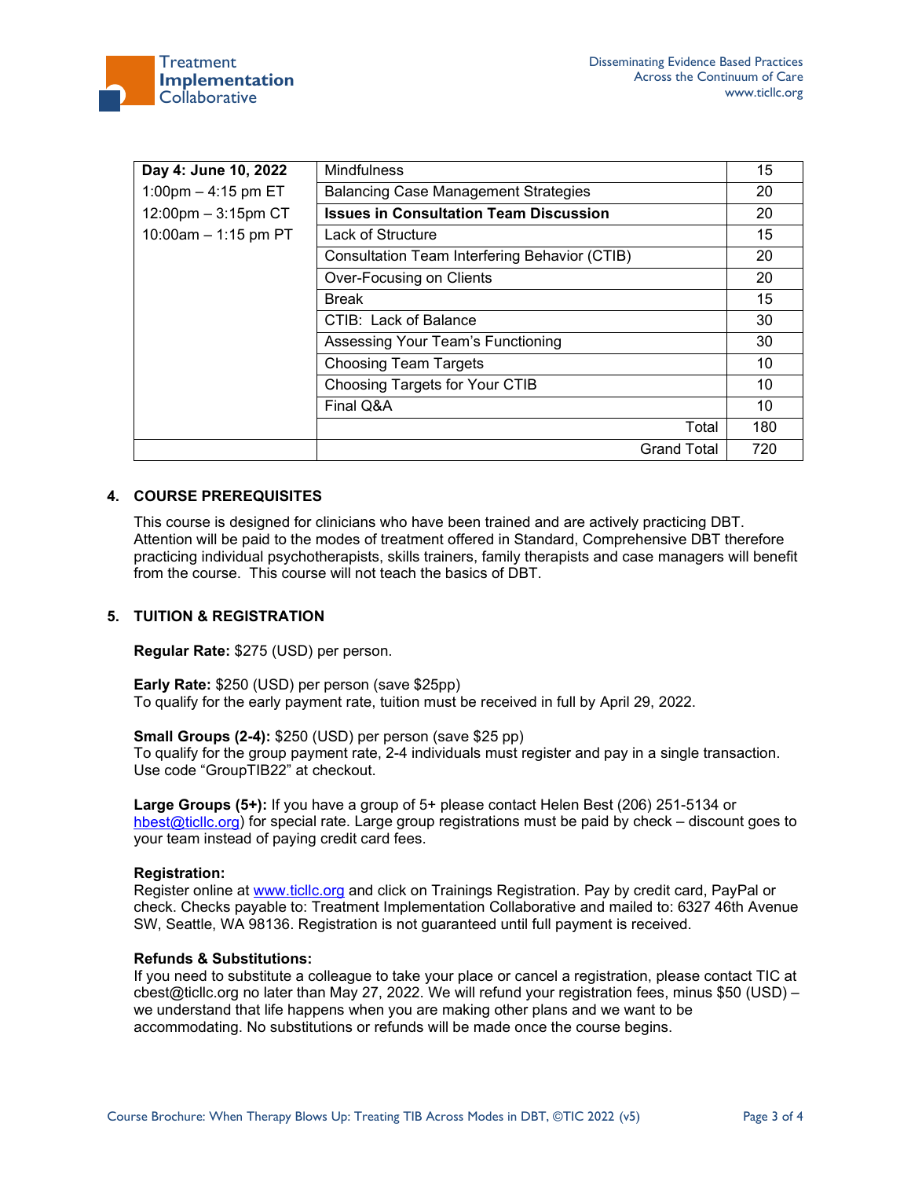| Day 4: June 10, 2022 | Mindfulness | 15 |
|---|---|---|
| 1:00pm – 4:15 pm ET | Balancing Case Management Strategies | 20 |
| 12:00pm – 3:15pm CT | **Issues in Consultation Team Discussion** | 20 |
| 10:00am – 1:15 pm PT | Lack of Structure | 15 |
| | Consultation Team Interfering Behavior (CTIB) | 20 |
| | Over-Focusing on Clients | 20 |
| | Break | 15 |
| | CTIB: Lack of Balance | 30 |
| | Assessing Your Team's Functioning | 30 |
| | Choosing Team Targets | 10 |
| | Choosing Targets for Your CTIB | 10 |
| | Final Q&A | 10 |
| | Total | 180 |
| | Grand Total | 720 |

## 4. COURSE PREREQUISITES

This course is designed for clinicians who have been trained and are actively practicing DBT. Attention will be paid to the modes of treatment offered in Standard, Comprehensive DBT therefore practicing individual psychotherapists, skills trainers, family therapists and case managers will benefit from the course. This course will not teach the basics of DBT.

## 5. TUITION & REGISTRATION

**Regular Rate:** $275 (USD) per person.

**Early Rate:** $250 (USD) per person (save $25pp)
To qualify for the early payment rate, tuition must be received in full by April 29, 2022.

**Small Groups (2-4):** $250 (USD) per person (save $25 pp)
To qualify for the group payment rate, 2-4 individuals must register and pay in a single transaction. Use code "GroupTIB22" at checkout.

**Large Groups (5+):** If you have a group of 5+ please contact Helen Best (206) 251-5134 or hbest@ticllc.org) for special rate. Large group registrations must be paid by check – discount goes to your team instead of paying credit card fees.

**Registration:**
Register online at www.ticllc.org and click on Trainings Registration. Pay by credit card, PayPal or check. Checks payable to: Treatment Implementation Collaborative and mailed to: 6327 46th Avenue SW, Seattle, WA 98136. Registration is not guaranteed until full payment is received.

**Refunds & Substitutions:**
If you need to substitute a colleague to take your place or cancel a registration, please contact TIC at cbest@ticllc.org no later than May 27, 2022. We will refund your registration fees, minus $50 (USD) – we understand that life happens when you are making other plans and we want to be accommodating. No substitutions or refunds will be made once the course begins.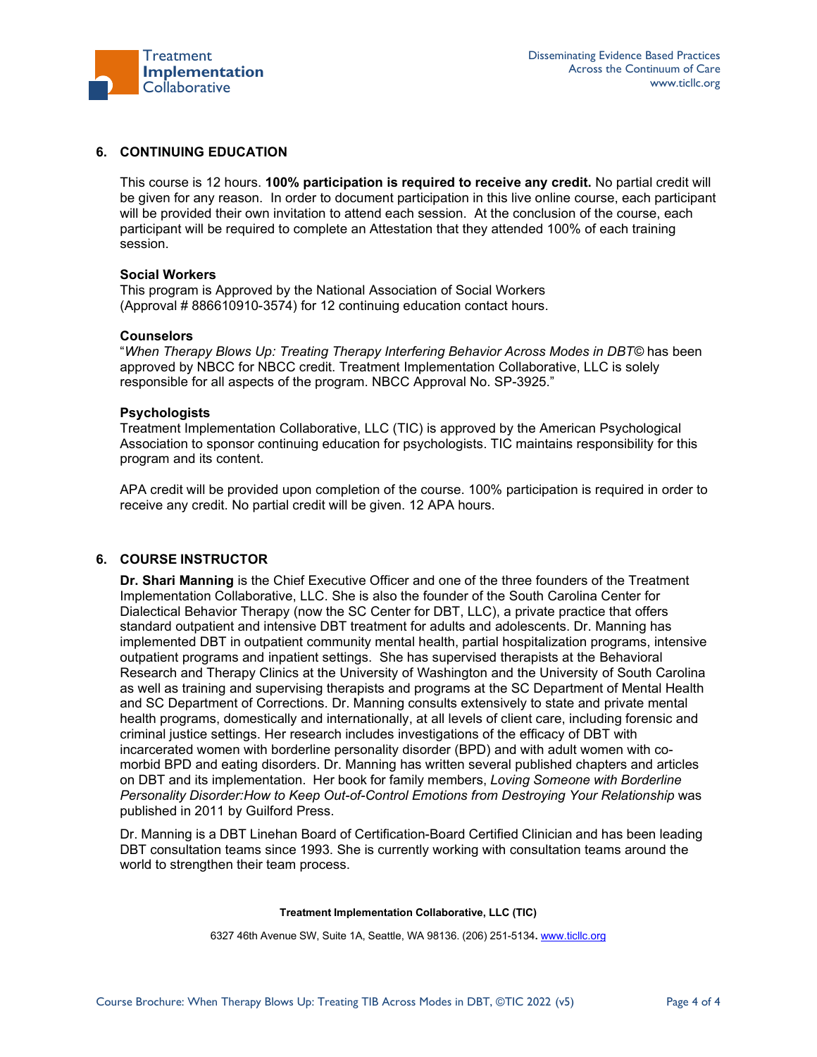## 6. CONTINUING EDUCATION

This course is 12 hours. **100% participation is required to receive any credit.** No partial credit will be given for any reason. In order to document participation in this live online course, each participant will be provided their own invitation to attend each session. At the conclusion of the course, each participant will be required to complete an Attestation that they attended 100% of each training session.

**Social Workers**
This program is Approved by the National Association of Social Workers (Approval # 886610910-3574) for 12 continuing education contact hours.

**Counselors**
"*When Therapy Blows Up: Treating Therapy Interfering Behavior Across Modes in DBT©* has been approved by NBCC for NBCC credit. Treatment Implementation Collaborative, LLC is solely responsible for all aspects of the program. NBCC Approval No. SP-3925."

**Psychologists**
Treatment Implementation Collaborative, LLC (TIC) is approved by the American Psychological Association to sponsor continuing education for psychologists. TIC maintains responsibility for this program and its content.

APA credit will be provided upon completion of the course. 100% participation is required in order to receive any credit. No partial credit will be given. 12 APA hours.

## 6. COURSE INSTRUCTOR

**Dr. Shari Manning** is the Chief Executive Officer and one of the three founders of the Treatment Implementation Collaborative, LLC. She is also the founder of the South Carolina Center for Dialectical Behavior Therapy (now the SC Center for DBT, LLC), a private practice that offers standard outpatient and intensive DBT treatment for adults and adolescents. Dr. Manning has implemented DBT in outpatient community mental health, partial hospitalization programs, intensive outpatient programs and inpatient settings. She has supervised therapists at the Behavioral Research and Therapy Clinics at the University of Washington and the University of South Carolina as well as training and supervising therapists and programs at the SC Department of Mental Health and SC Department of Corrections. Dr. Manning consults extensively to state and private mental health programs, domestically and internationally, at all levels of client care, including forensic and criminal justice settings. Her research includes investigations of the efficacy of DBT with incarcerated women with borderline personality disorder (BPD) and with adult women with co-morbid BPD and eating disorders. Dr. Manning has written several published chapters and articles on DBT and its implementation. Her book for family members, *Loving Someone with Borderline Personality Disorder:How to Keep Out-of-Control Emotions from Destroying Your Relationship* was published in 2011 by Guilford Press.

Dr. Manning is a DBT Linehan Board of Certification-Board Certified Clinician and has been leading DBT consultation teams since 1993. She is currently working with consultation teams around the world to strengthen their team process.

**Treatment Implementation Collaborative, LLC (TIC)**

6327 46th Avenue SW, Suite 1A, Seattle, WA 98136. (206) 251-5134. www.ticllc.org